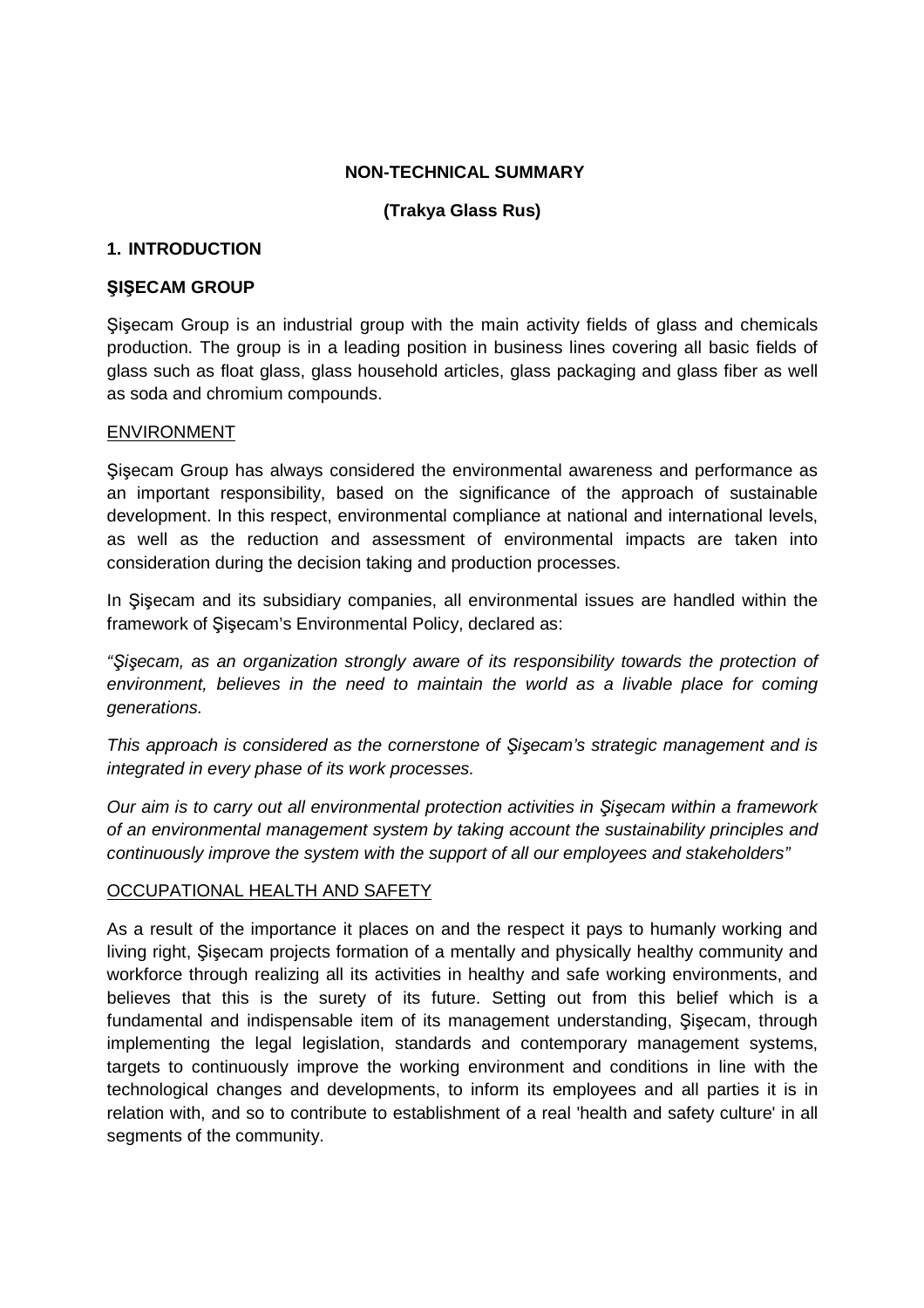# NON-TECHNICAL SUMMARY

**(Trakya Glass Rus)**

## 1. INTRODUCTION

### ŞIŞECAM GROUP

Şişecam Group is an industrial group with the main activity fields of glass and chemicals production. The group is in a leading position in business lines covering all basic fields of glass such as float glass, glass household articles, glass packaging and glass fiber as well as soda and chromium compounds.

<u>ENVIRONMENT</u>

Şişecam Group has always considered the environmental awareness and performance as an important responsibility, based on the significance of the approach of sustainable development. In this respect, environmental compliance at national and international levels, as well as the reduction and assessment of environmental impacts are taken into consideration during the decision taking and production processes.

In Şişecam and its subsidiary companies, all environmental issues are handled within the framework of Şişecam's Environmental Policy, declared as:

*"Şişecam, as an organization strongly aware of its responsibility towards the protection of environment, believes in the need to maintain the world as a livable place for coming generations.*

*This approach is considered as the cornerstone of Şişecam's strategic management and is integrated in every phase of its work processes.*

*Our aim is to carry out all environmental protection activities in Şişecam within a framework of an environmental management system by taking account the sustainability principles and continuously improve the system with the support of all our employees and stakeholders"*

<u>OCCUPATIONAL HEALTH AND SAFETY</u>

As a result of the importance it places on and the respect it pays to humanly working and living right, Şişecam projects formation of a mentally and physically healthy community and workforce through realizing all its activities in healthy and safe working environments, and believes that this is the surety of its future. Setting out from this belief which is a fundamental and indispensable item of its management understanding, Şişecam, through implementing the legal legislation, standards and contemporary management systems, targets to continuously improve the working environment and conditions in line with the technological changes and developments, to inform its employees and all parties it is in relation with, and so to contribute to establishment of a real 'health and safety culture' in all segments of the community.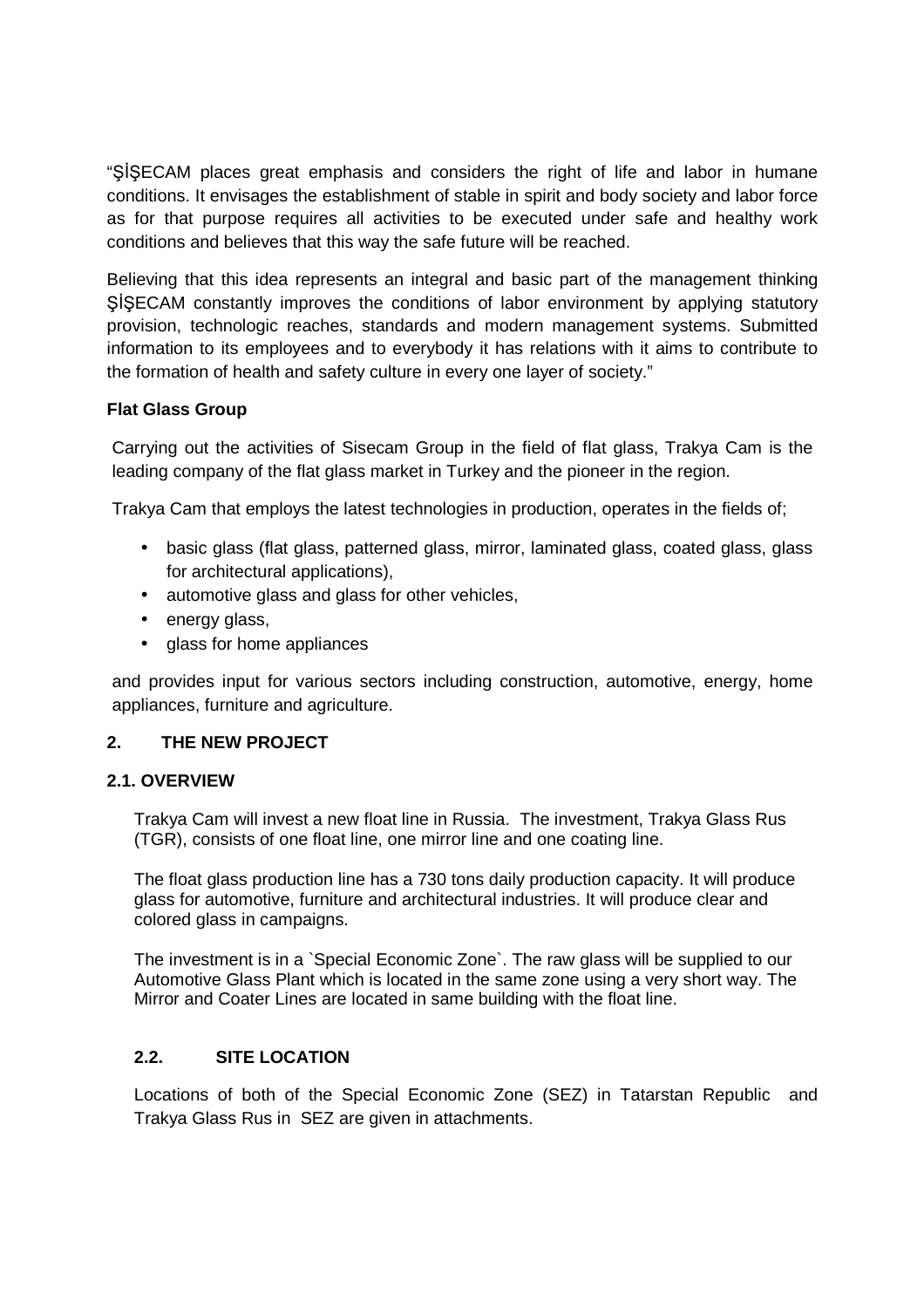"ŞİŞECAM places great emphasis and considers the right of life and labor in humane conditions. It envisages the establishment of stable in spirit and body society and labor force as for that purpose requires all activities to be executed under safe and healthy work conditions and believes that this way the safe future will be reached.

Believing that this idea represents an integral and basic part of the management thinking ŞİŞECAM constantly improves the conditions of labor environment by applying statutory provision, technologic reaches, standards and modern management systems. Submitted information to its employees and to everybody it has relations with it aims to contribute to the formation of health and safety culture in every one layer of society."

**Flat Glass Group**

Carrying out the activities of Sisecam Group in the field of flat glass, Trakya Cam is the leading company of the flat glass market in Turkey and the pioneer in the region.

Trakya Cam that employs the latest technologies in production, operates in the fields of;

- basic glass (flat glass, patterned glass, mirror, laminated glass, coated glass, glass for architectural applications),
- automotive glass and glass for other vehicles,
- energy glass,
- glass for home appliances

and provides input for various sectors including construction, automotive, energy, home appliances, furniture and agriculture.

## 2. THE NEW PROJECT

### 2.1. OVERVIEW

Trakya Cam will invest a new float line in Russia. The investment, Trakya Glass Rus (TGR), consists of one float line, one mirror line and one coating line.

The float glass production line has a 730 tons daily production capacity. It will produce glass for automotive, furniture and architectural industries. It will produce clear and colored glass in campaigns.

The investment is in a `Special Economic Zone`. The raw glass will be supplied to our Automotive Glass Plant which is located in the same zone using a very short way. The Mirror and Coater Lines are located in same building with the float line.

### 2.2. SITE LOCATION

Locations of both of the Special Economic Zone (SEZ) in Tatarstan Republic and Trakya Glass Rus in SEZ are given in attachments.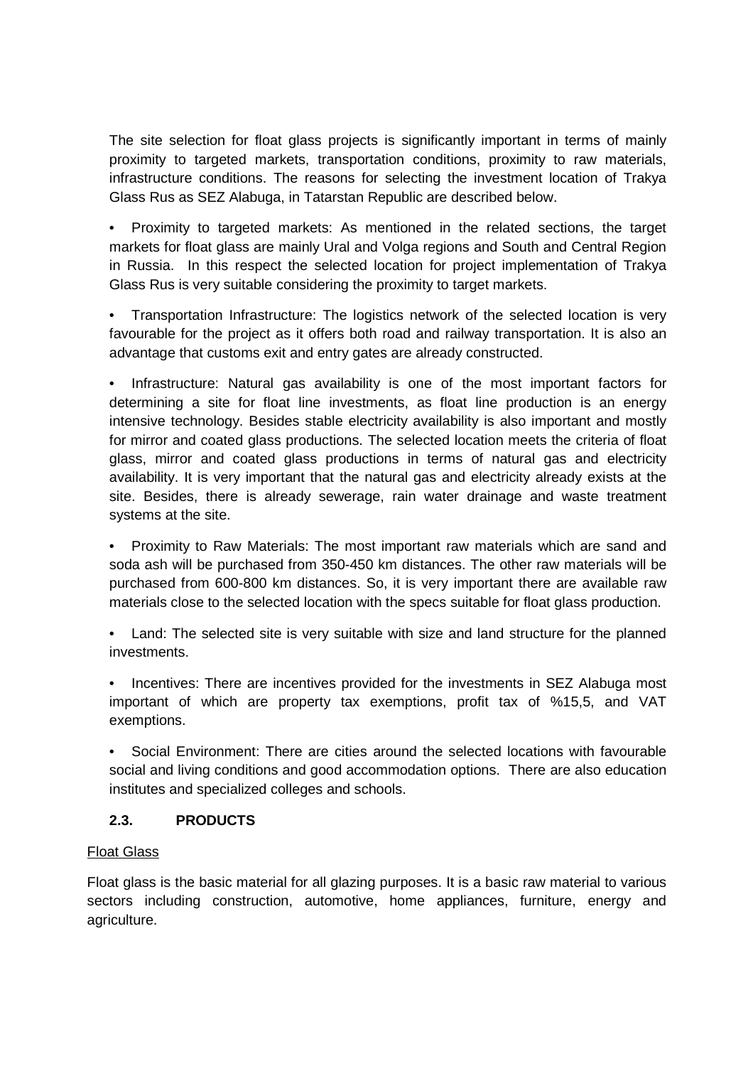The site selection for float glass projects is significantly important in terms of mainly proximity to targeted markets, transportation conditions, proximity to raw materials, infrastructure conditions. The reasons for selecting the investment location of Trakya Glass Rus as SEZ Alabuga, in Tatarstan Republic are described below.

- Proximity to targeted markets: As mentioned in the related sections, the target markets for float glass are mainly Ural and Volga regions and South and Central Region in Russia. In this respect the selected location for project implementation of Trakya Glass Rus is very suitable considering the proximity to target markets.

- Transportation Infrastructure: The logistics network of the selected location is very favourable for the project as it offers both road and railway transportation. It is also an advantage that customs exit and entry gates are already constructed.

- Infrastructure: Natural gas availability is one of the most important factors for determining a site for float line investments, as float line production is an energy intensive technology. Besides stable electricity availability is also important and mostly for mirror and coated glass productions. The selected location meets the criteria of float glass, mirror and coated glass productions in terms of natural gas and electricity availability. It is very important that the natural gas and electricity already exists at the site. Besides, there is already sewerage, rain water drainage and waste treatment systems at the site.

- Proximity to Raw Materials: The most important raw materials which are sand and soda ash will be purchased from 350-450 km distances. The other raw materials will be purchased from 600-800 km distances. So, it is very important there are available raw materials close to the selected location with the specs suitable for float glass production.

- Land: The selected site is very suitable with size and land structure for the planned investments.

- Incentives: There are incentives provided for the investments in SEZ Alabuga most important of which are property tax exemptions, profit tax of %15,5, and VAT exemptions.

- Social Environment: There are cities around the selected locations with favourable social and living conditions and good accommodation options. There are also education institutes and specialized colleges and schools.

## 2.3. PRODUCTS

Float Glass

Float glass is the basic material for all glazing purposes. It is a basic raw material to various sectors including construction, automotive, home appliances, furniture, energy and agriculture.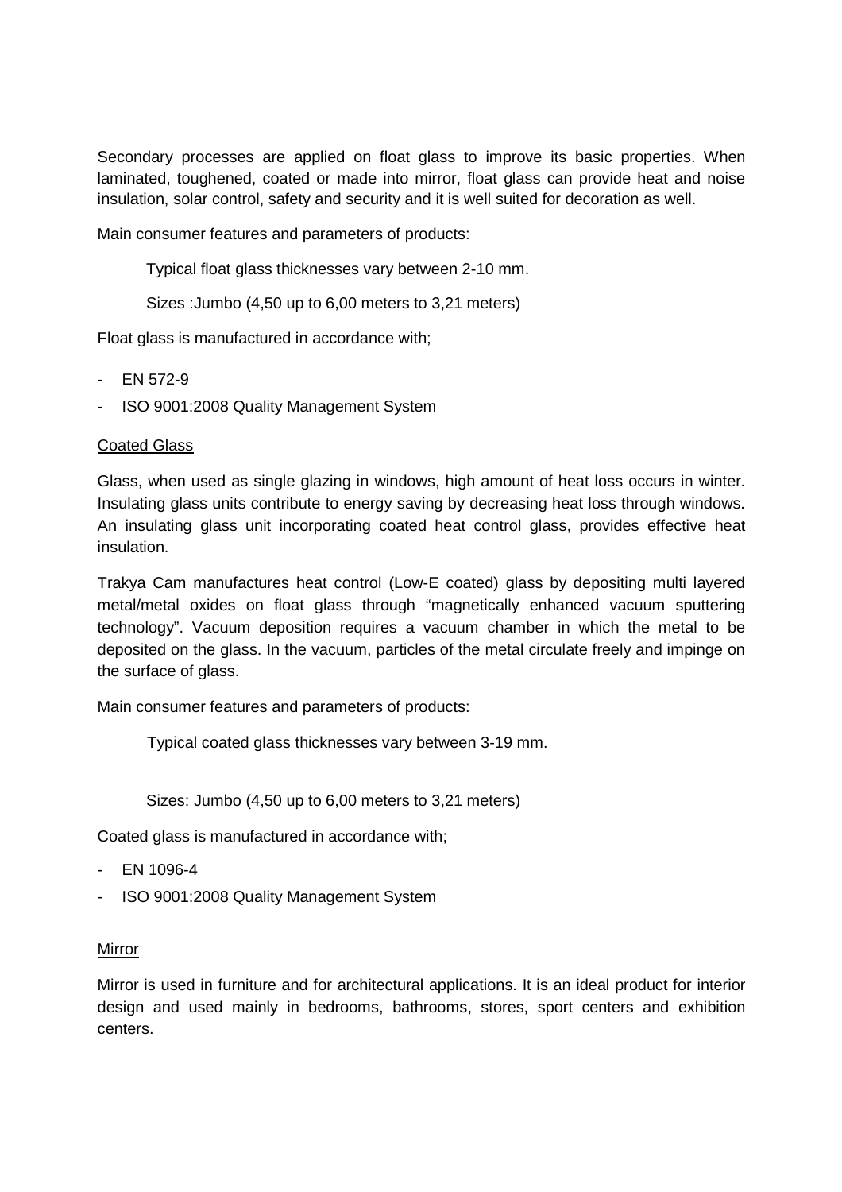Secondary processes are applied on float glass to improve its basic properties. When laminated, toughened, coated or made into mirror, float glass can provide heat and noise insulation, solar control, safety and security and it is well suited for decoration as well.

Main consumer features and parameters of products:

Typical float glass thicknesses vary between 2-10 mm.

Sizes :Jumbo (4,50 up to 6,00 meters to 3,21 meters)

Float glass is manufactured in accordance with;

- EN 572-9
- ISO 9001:2008 Quality Management System

## Coated Glass

Glass, when used as single glazing in windows, high amount of heat loss occurs in winter. Insulating glass units contribute to energy saving by decreasing heat loss through windows. An insulating glass unit incorporating coated heat control glass, provides effective heat insulation.

Trakya Cam manufactures heat control (Low-E coated) glass by depositing multi layered metal/metal oxides on float glass through "magnetically enhanced vacuum sputtering technology". Vacuum deposition requires a vacuum chamber in which the metal to be deposited on the glass. In the vacuum, particles of the metal circulate freely and impinge on the surface of glass.

Main consumer features and parameters of products:

Typical coated glass thicknesses vary between 3-19 mm.

Sizes: Jumbo (4,50 up to 6,00 meters to 3,21 meters)

Coated glass is manufactured in accordance with;

- EN 1096-4
- ISO 9001:2008 Quality Management System

## Mirror

Mirror is used in furniture and for architectural applications. It is an ideal product for interior design and used mainly in bedrooms, bathrooms, stores, sport centers and exhibition centers.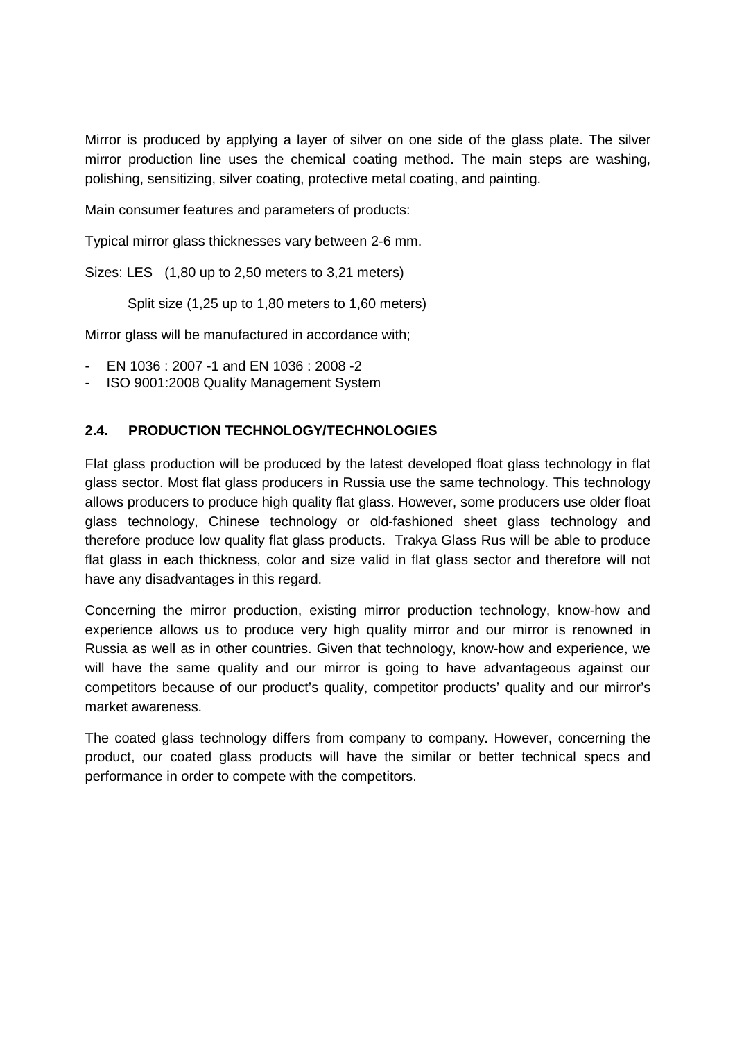Mirror is produced by applying a layer of silver on one side of the glass plate. The silver mirror production line uses the chemical coating method. The main steps are washing, polishing, sensitizing, silver coating, protective metal coating, and painting.

Main consumer features and parameters of products:

Typical mirror glass thicknesses vary between 2-6 mm.

Sizes: LES (1,80 up to 2,50 meters to 3,21 meters)

Split size (1,25 up to 1,80 meters to 1,60 meters)

Mirror glass will be manufactured in accordance with;

- EN 1036 : 2007 -1 and EN 1036 : 2008 -2
- ISO 9001:2008 Quality Management System

### 2.4. PRODUCTION TECHNOLOGY/TECHNOLOGIES

Flat glass production will be produced by the latest developed float glass technology in flat glass sector. Most flat glass producers in Russia use the same technology. This technology allows producers to produce high quality flat glass. However, some producers use older float glass technology, Chinese technology or old-fashioned sheet glass technology and therefore produce low quality flat glass products. Trakya Glass Rus will be able to produce flat glass in each thickness, color and size valid in flat glass sector and therefore will not have any disadvantages in this regard.

Concerning the mirror production, existing mirror production technology, know-how and experience allows us to produce very high quality mirror and our mirror is renowned in Russia as well as in other countries. Given that technology, know-how and experience, we will have the same quality and our mirror is going to have advantageous against our competitors because of our product's quality, competitor products' quality and our mirror's market awareness.

The coated glass technology differs from company to company. However, concerning the product, our coated glass products will have the similar or better technical specs and performance in order to compete with the competitors.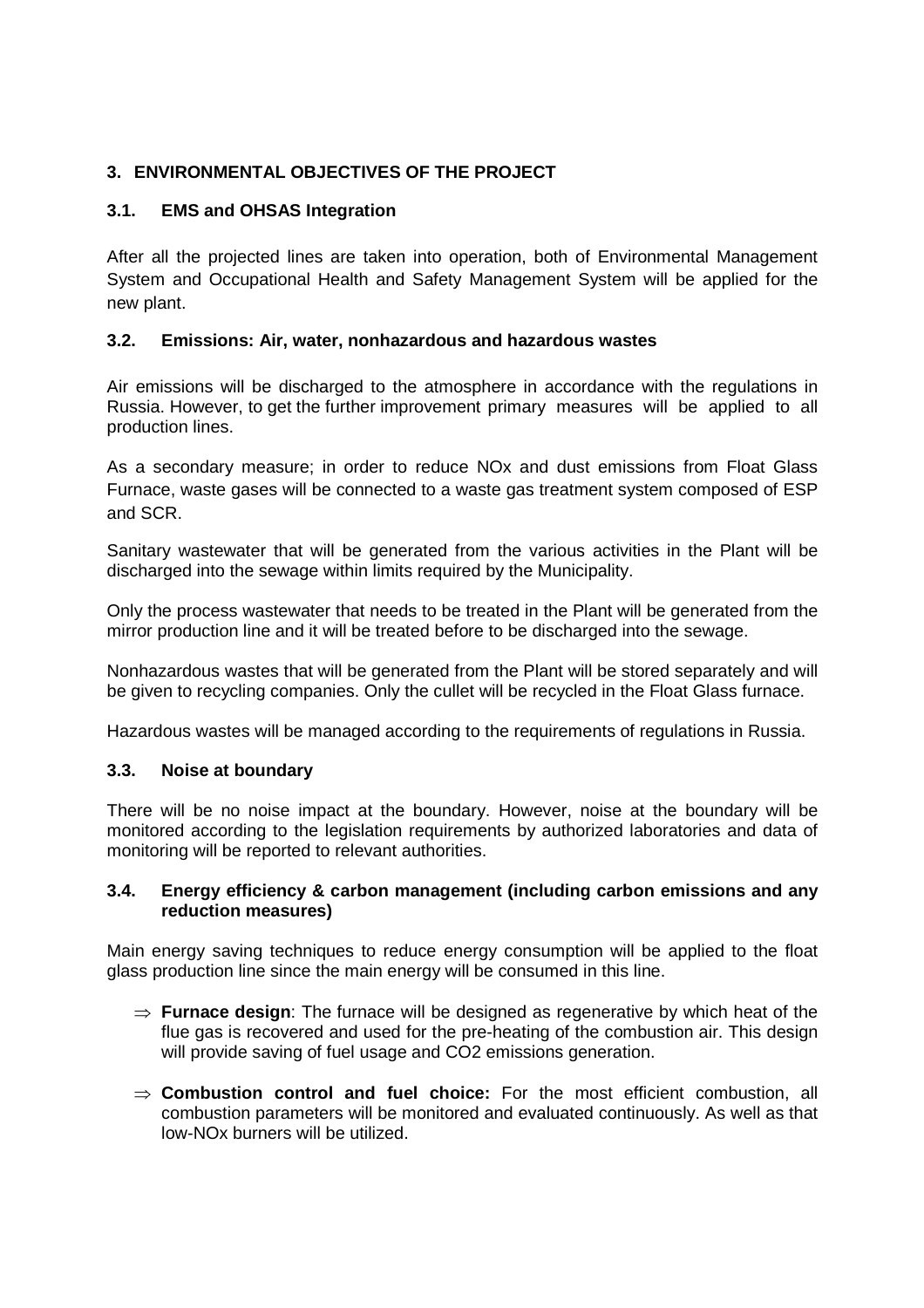## 3. ENVIRONMENTAL OBJECTIVES OF THE PROJECT

### 3.1. EMS and OHSAS Integration

After all the projected lines are taken into operation, both of Environmental Management System and Occupational Health and Safety Management System will be applied for the new plant.

### 3.2. Emissions: Air, water, nonhazardous and hazardous wastes

Air emissions will be discharged to the atmosphere in accordance with the regulations in Russia. However, to get the further improvement primary measures will be applied to all production lines.

As a secondary measure; in order to reduce NOx and dust emissions from Float Glass Furnace, waste gases will be connected to a waste gas treatment system composed of ESP and SCR.

Sanitary wastewater that will be generated from the various activities in the Plant will be discharged into the sewage within limits required by the Municipality.

Only the process wastewater that needs to be treated in the Plant will be generated from the mirror production line and it will be treated before to be discharged into the sewage.

Nonhazardous wastes that will be generated from the Plant will be stored separately and will be given to recycling companies. Only the cullet will be recycled in the Float Glass furnace.

Hazardous wastes will be managed according to the requirements of regulations in Russia.

### 3.3. Noise at boundary

There will be no noise impact at the boundary. However, noise at the boundary will be monitored according to the legislation requirements by authorized laboratories and data of monitoring will be reported to relevant authorities.

### 3.4. Energy efficiency & carbon management (including carbon emissions and any reduction measures)

Main energy saving techniques to reduce energy consumption will be applied to the float glass production line since the main energy will be consumed in this line.

- ⇒ **Furnace design**: The furnace will be designed as regenerative by which heat of the flue gas is recovered and used for the pre-heating of the combustion air. This design will provide saving of fuel usage and $CO_2$ emissions generation.
- ⇒ **Combustion control and fuel choice:** For the most efficient combustion, all combustion parameters will be monitored and evaluated continuously. As well as that low-NOx burners will be utilized.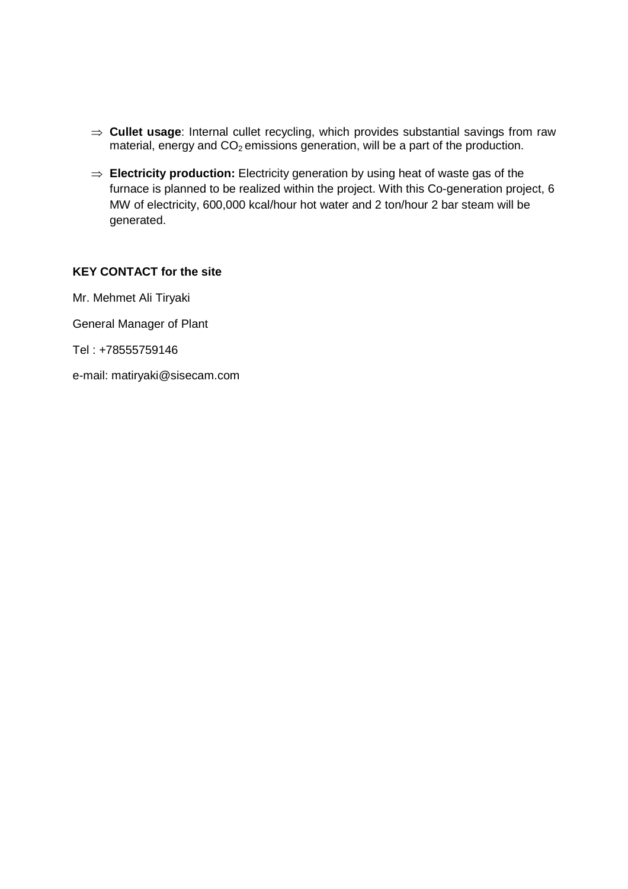- ⇒ **Cullet usage**: Internal cullet recycling, which provides substantial savings from raw material, energy and $CO_2$ emissions generation, will be a part of the production.
- ⇒ **Electricity production:** Electricity generation by using heat of waste gas of the furnace is planned to be realized within the project. With this Co-generation project, 6 MW of electricity, 600,000 kcal/hour hot water and 2 ton/hour 2 bar steam will be generated.

**KEY CONTACT for the site**

Mr. Mehmet Ali Tiryaki

General Manager of Plant

Tel : +78555759146

e-mail: matiryaki@sisecam.com